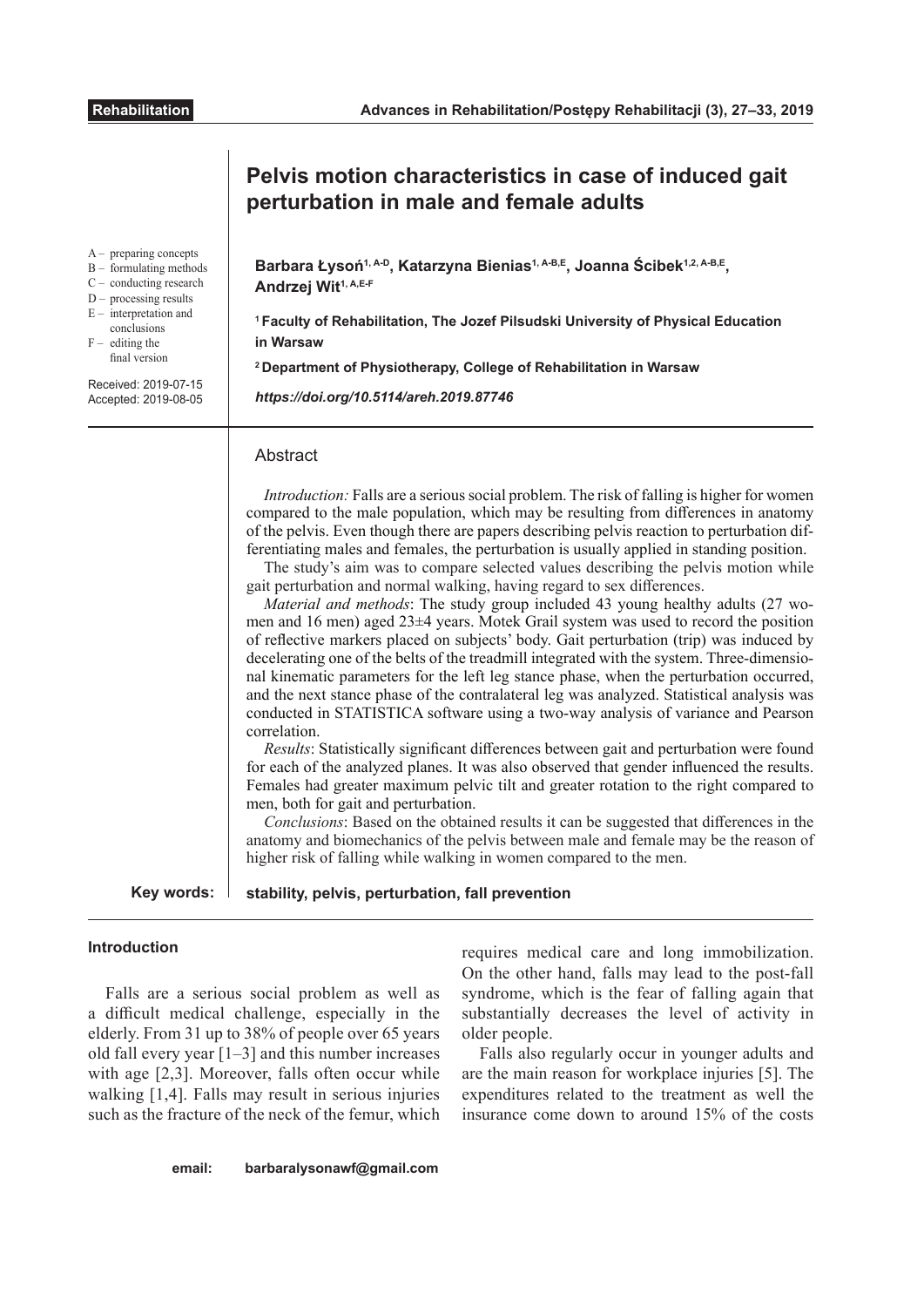**Rehabilitation**

# Pelvis motion characteristics in case of induced gait perturbation in male and female adults

A – preparing concepts
B – formulating methods
C – conducting research
D – processing results
E – interpretation and conclusions
F – editing the final version

Received: 2019-07-15
Accepted: 2019-08-05

**Barbara Łysoń[1, A-D], Katarzyna Bienias[1, A-B,E], Joanna Ścibek[1,2, A-B,E], Andrzej Wit[1, A,E-F]**

[1] **Faculty of Rehabilitation, The Jozef Pilsudski University of Physical Education in Warsaw**

[2] **Department of Physiotherapy, College of Rehabilitation in Warsaw**

***https://doi.org/10.5114/areh.2019.87746***

## Abstract

*Introduction:* Falls are a serious social problem. The risk of falling is higher for women compared to the male population, which may be resulting from differences in anatomy of the pelvis. Even though there are papers describing pelvis reaction to perturbation differentiating males and females, the perturbation is usually applied in standing position.

The study's aim was to compare selected values describing the pelvis motion while gait perturbation and normal walking, having regard to sex differences.

*Material and methods*: The study group included 43 young healthy adults (27 women and 16 men) aged 23±4 years. Motek Grail system was used to record the position of reflective markers placed on subjects' body. Gait perturbation (trip) was induced by decelerating one of the belts of the treadmill integrated with the system. Three-dimensional kinematic parameters for the left leg stance phase, when the perturbation occurred, and the next stance phase of the contralateral leg was analyzed. Statistical analysis was conducted in STATISTICA software using a two-way analysis of variance and Pearson correlation.

*Results*: Statistically significant differences between gait and perturbation were found for each of the analyzed planes. It was also observed that gender influenced the results. Females had greater maximum pelvic tilt and greater rotation to the right compared to men, both for gait and perturbation.

*Conclusions*: Based on the obtained results it can be suggested that differences in the anatomy and biomechanics of the pelvis between male and female may be the reason of higher risk of falling while walking in women compared to the men.

**Key words:** **stability, pelvis, perturbation, fall prevention**

### Introduction

Falls are a serious social problem as well as a difficult medical challenge, especially in the elderly. From 31 up to 38% of people over 65 years old fall every year [1–3] and this number increases with age [2,3]. Moreover, falls often occur while walking [1,4]. Falls may result in serious injuries such as the fracture of the neck of the femur, which requires medical care and long immobilization. On the other hand, falls may lead to the post-fall syndrome, which is the fear of falling again that substantially decreases the level of activity in older people.

Falls also regularly occur in younger adults and are the main reason for workplace injuries [5]. The expenditures related to the treatment as well the insurance come down to around 15% of the costs

**email:** **barbaralysonawf@gmail.com**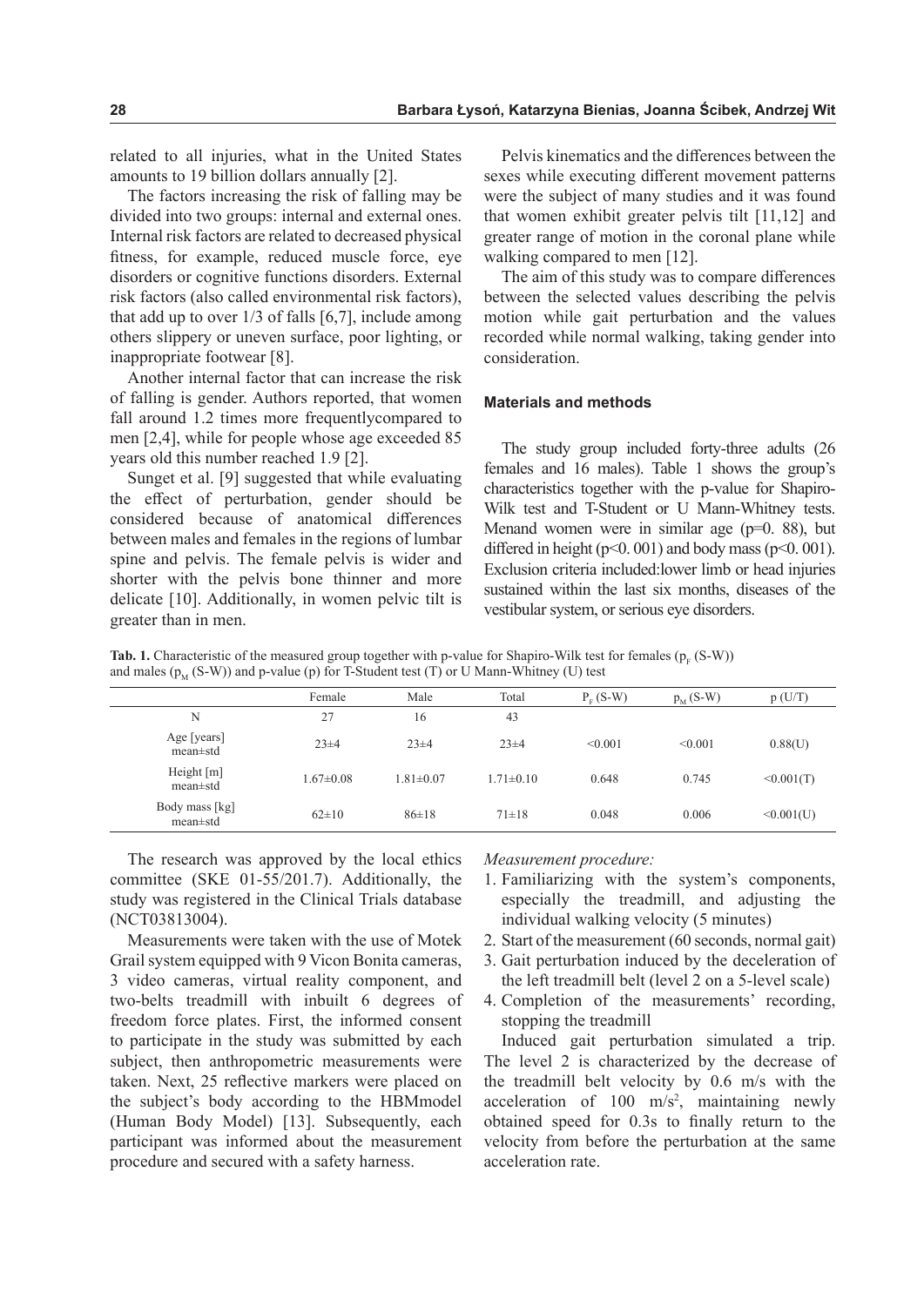related to all injuries, what in the United States amounts to 19 billion dollars annually [2].

The factors increasing the risk of falling may be divided into two groups: internal and external ones. Internal risk factors are related to decreased physical fitness, for example, reduced muscle force, eye disorders or cognitive functions disorders. External risk factors (also called environmental risk factors), that add up to over 1/3 of falls [6,7], include among others slippery or uneven surface, poor lighting, or inappropriate footwear [8].

Another internal factor that can increase the risk of falling is gender. Authors reported, that women fall around 1.2 times more frequentlycompared to men [2,4], while for people whose age exceeded 85 years old this number reached 1.9 [2].

Sunget et al. [9] suggested that while evaluating the effect of perturbation, gender should be considered because of anatomical differences between males and females in the regions of lumbar spine and pelvis. The female pelvis is wider and shorter with the pelvis bone thinner and more delicate [10]. Additionally, in women pelvic tilt is greater than in men.

Pelvis kinematics and the differences between the sexes while executing different movement patterns were the subject of many studies and it was found that women exhibit greater pelvis tilt [11,12] and greater range of motion in the coronal plane while walking compared to men [12].

The aim of this study was to compare differences between the selected values describing the pelvis motion while gait perturbation and the values recorded while normal walking, taking gender into consideration.

### Materials and methods

The study group included forty-three adults (26 females and 16 males). Table 1 shows the group's characteristics together with the p-value for Shapiro-Wilk test and T-Student or U Mann-Whitney tests. Menand women were in similar age (p=0. 88), but differed in height (p<0. 001) and body mass (p<0. 001). Exclusion criteria included:lower limb or head injuries sustained within the last six months, diseases of the vestibular system, or serious eye disorders.

**Tab. 1.** Characteristic of the measured group together with p-value for Shapiro-Wilk test for females ($p_F$ (S-W)) and males ($p_M$ (S-W)) and p-value (p) for T-Student test (T) or U Mann-Whitney (U) test

| | Female | Male | Total | $P_F$ (S-W) | $p_M$ (S-W) | p (U/T) |
|---|---|---|---|---|---|---|
| N | 27 | 16 | 43 | | | |
| Age [years] mean±std | 23±4 | 23±4 | 23±4 | <0.001 | <0.001 | 0.88(U) |
| Height [m] mean±std | 1.67±0.08 | 1.81±0.07 | 1.71±0.10 | 0.648 | 0.745 | <0.001(T) |
| Body mass [kg] mean±std | 62±10 | 86±18 | 71±18 | 0.048 | 0.006 | <0.001(U) |

The research was approved by the local ethics committee (SKE 01-55/201.7). Additionally, the study was registered in the Clinical Trials database (NCT03813004).

Measurements were taken with the use of Motek Grail system equipped with 9 Vicon Bonita cameras, 3 video cameras, virtual reality component, and two-belts treadmill with inbuilt 6 degrees of freedom force plates. First, the informed consent to participate in the study was submitted by each subject, then anthropometric measurements were taken. Next, 25 reflective markers were placed on the subject's body according to the HBMmodel (Human Body Model) [13]. Subsequently, each participant was informed about the measurement procedure and secured with a safety harness.

*Measurement procedure:*

1. Familiarizing with the system's components, especially the treadmill, and adjusting the individual walking velocity (5 minutes)
2. Start of the measurement (60 seconds, normal gait)
3. Gait perturbation induced by the deceleration of the left treadmill belt (level 2 on a 5-level scale)
4. Completion of the measurements' recording, stopping the treadmill

Induced gait perturbation simulated a trip. The level 2 is characterized by the decrease of the treadmill belt velocity by 0.6 m/s with the acceleration of 100 $m/s^2$, maintaining newly obtained speed for 0.3s to finally return to the velocity from before the perturbation at the same acceleration rate.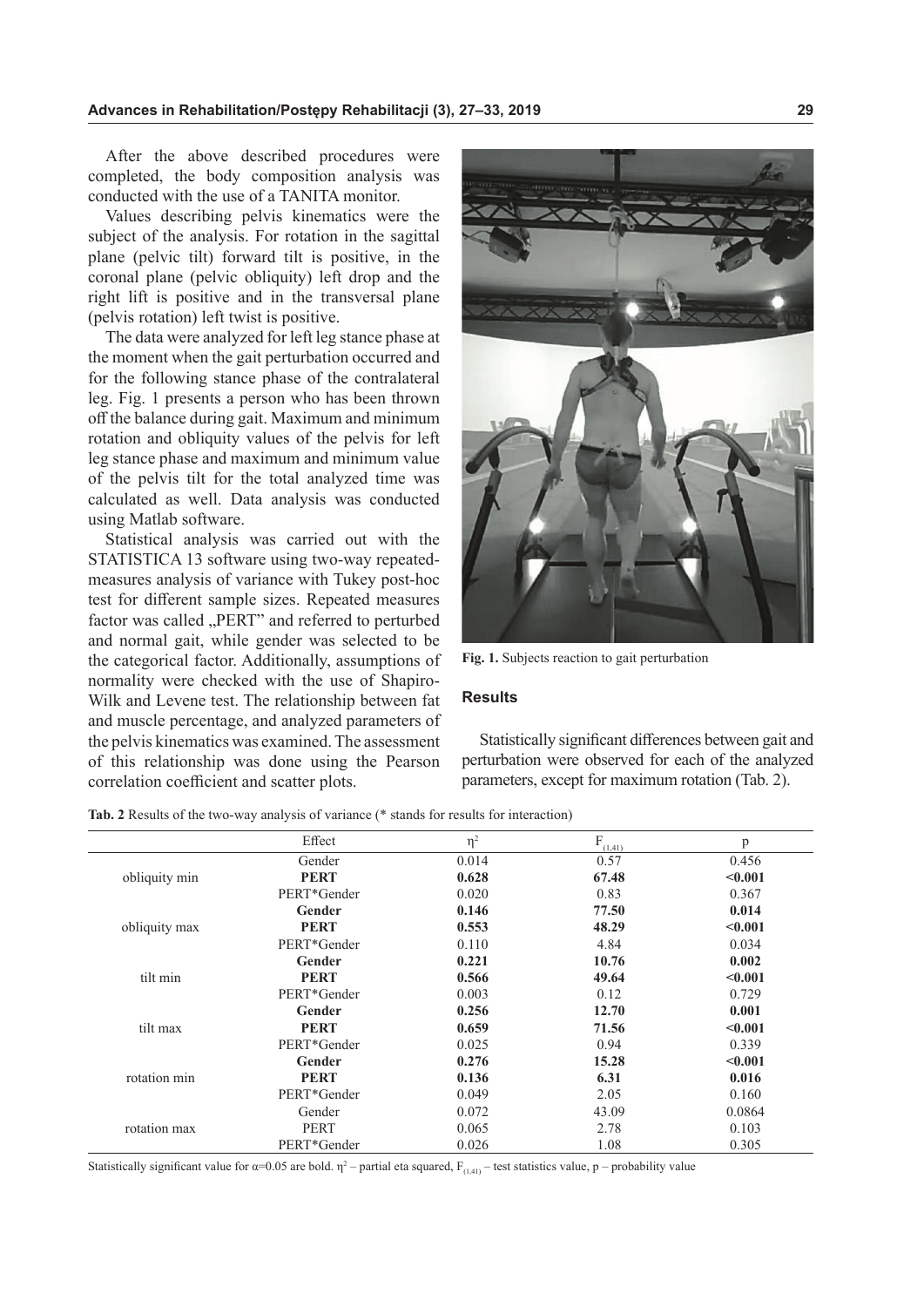After the above described procedures were completed, the body composition analysis was conducted with the use of a TANITA monitor.

Values describing pelvis kinematics were the subject of the analysis. For rotation in the sagittal plane (pelvic tilt) forward tilt is positive, in the coronal plane (pelvic obliquity) left drop and the right lift is positive and in the transversal plane (pelvis rotation) left twist is positive.

The data were analyzed for left leg stance phase at the moment when the gait perturbation occurred and for the following stance phase of the contralateral leg. Fig. 1 presents a person who has been thrown off the balance during gait. Maximum and minimum rotation and obliquity values of the pelvis for left leg stance phase and maximum and minimum value of the pelvis tilt for the total analyzed time was calculated as well. Data analysis was conducted using Matlab software.

Statistical analysis was carried out with the STATISTICA 13 software using two-way repeated-measures analysis of variance with Tukey post-hoc test for different sample sizes. Repeated measures factor was called „PERT" and referred to perturbed and normal gait, while gender was selected to be the categorical factor. Additionally, assumptions of normality were checked with the use of Shapiro-Wilk and Levene test. The relationship between fat and muscle percentage, and analyzed parameters of the pelvis kinematics was examined. The assessment of this relationship was done using the Pearson correlation coefficient and scatter plots.

**Fig. 1.** Subjects reaction to gait perturbation

## Results

Statistically significant differences between gait and perturbation were observed for each of the analyzed parameters, except for maximum rotation (Tab. 2).

**Tab. 2** Results of the two-way analysis of variance (* stands for results for interaction)

| | Effect | $\eta^2$ | $F_{(1,41)}$ | p |
|---|---|---|---|---|
| obliquity min | Gender | 0.014 | 0.57 | 0.456 |
| | **PERT** | **0.628** | **67.48** | **<0.001** |
| | PERT*Gender | 0.020 | 0.83 | 0.367 |
| obliquity max | **Gender** | **0.146** | **77.50** | **0.014** |
| | **PERT** | **0.553** | **48.29** | **<0.001** |
| | PERT*Gender | 0.110 | 4.84 | 0.034 |
| tilt min | **Gender** | **0.221** | **10.76** | **0.002** |
| | **PERT** | **0.566** | **49.64** | **<0.001** |
| | PERT*Gender | 0.003 | 0.12 | 0.729 |
| tilt max | **Gender** | **0.256** | **12.70** | **0.001** |
| | **PERT** | **0.659** | **71.56** | **<0.001** |
| | PERT*Gender | 0.025 | 0.94 | 0.339 |
| rotation min | **Gender** | **0.276** | **15.28** | **<0.001** |
| | **PERT** | **0.136** | **6.31** | **0.016** |
| | PERT*Gender | 0.049 | 2.05 | 0.160 |
| rotation max | Gender | 0.072 | 43.09 | 0.0864 |
| | PERT | 0.065 | 2.78 | 0.103 |
| | PERT*Gender | 0.026 | 1.08 | 0.305 |

Statistically significant value for $\alpha$=0.05 are bold. $\eta^2$ – partial eta squared, $F_{(1,41)}$ – test statistics value, p – probability value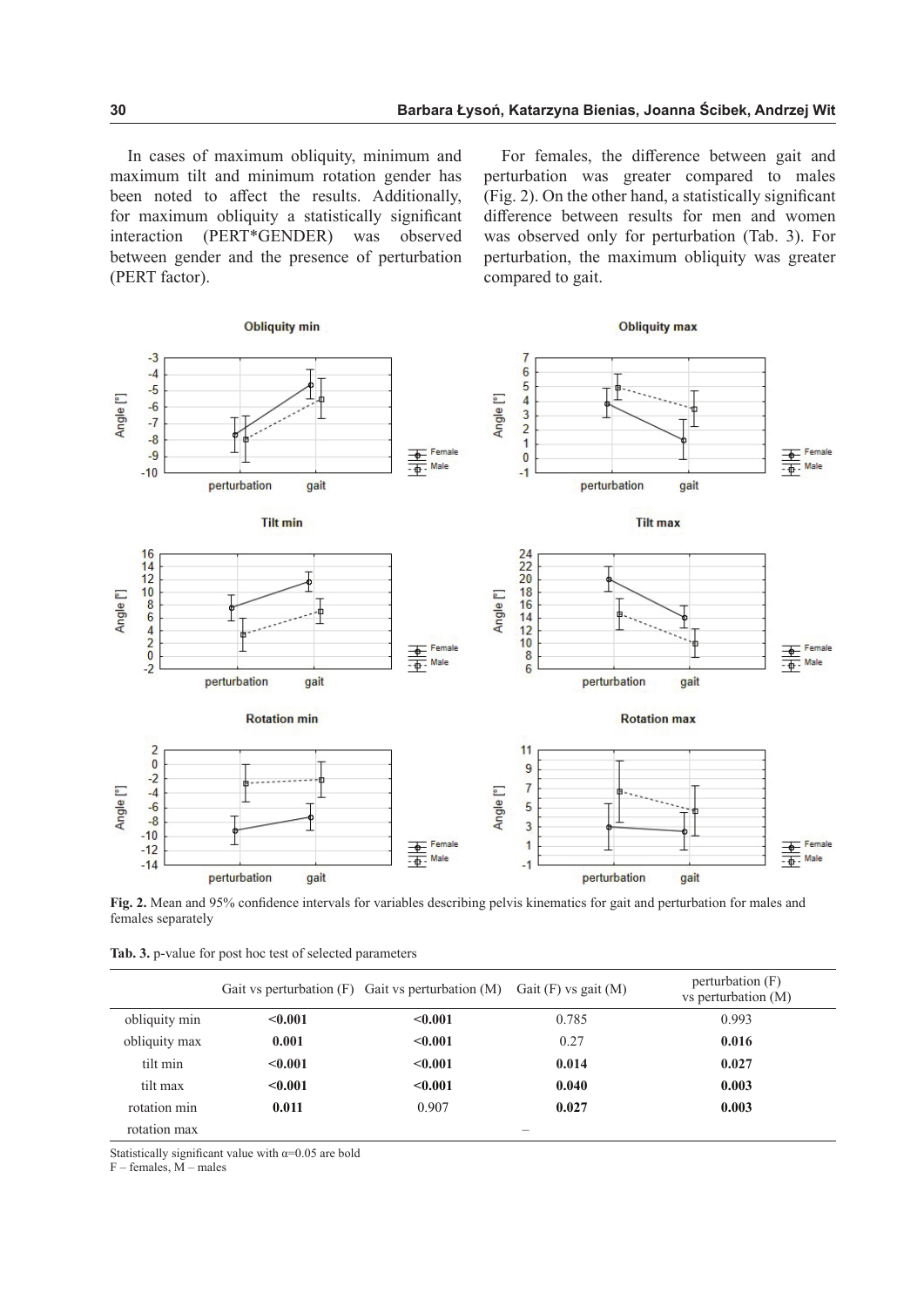In cases of maximum obliquity, minimum and maximum tilt and minimum rotation gender has been noted to affect the results. Additionally, for maximum obliquity a statistically significant interaction (PERT*GENDER) was observed between gender and the presence of perturbation (PERT factor).

For females, the difference between gait and perturbation was greater compared to males (Fig. 2). On the other hand, a statistically significant difference between results for men and women was observed only for perturbation (Tab. 3). For perturbation, the maximum obliquity was greater compared to gait.

**Fig. 2.** Mean and 95% confidence intervals for variables describing pelvis kinematics for gait and perturbation for males and females separately

**Tab. 3.** p-value for post hoc test of selected parameters

| | Gait vs perturbation (F) | Gait vs perturbation (M) | Gait (F) vs gait (M) | perturbation (F) vs perturbation (M) |
|---|---|---|---|---|
| obliquity min | **<0.001** | **<0.001** | 0.785 | 0.993 |
| obliquity max | **0.001** | **<0.001** | 0.27 | **0.016** |
| tilt min | **<0.001** | **<0.001** | **0.014** | **0.027** |
| tilt max | **<0.001** | **<0.001** | **0.040** | **0.003** |
| rotation min | **0.011** | 0.907 | **0.027** | **0.003** |
| rotation max | | | – | |

Statistically significant value with $\alpha$=0.05 are bold
F – females, M – males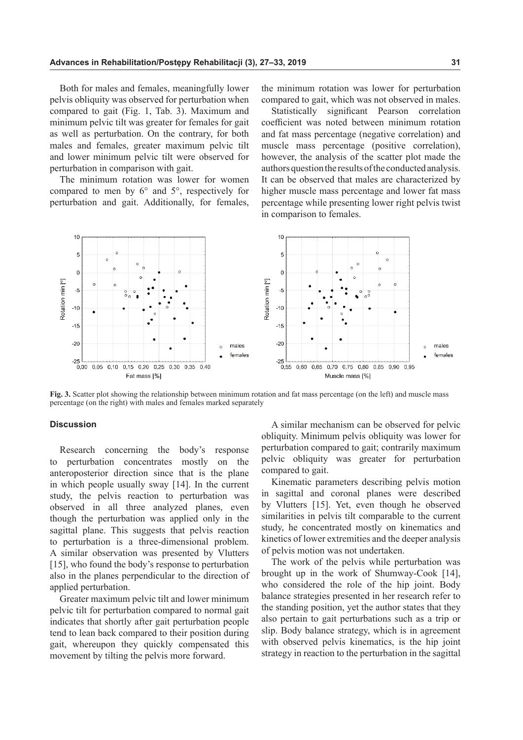Both for males and females, meaningfully lower pelvis obliquity was observed for perturbation when compared to gait (Fig. 1, Tab. 3). Maximum and minimum pelvic tilt was greater for females for gait as well as perturbation. On the contrary, for both males and females, greater maximum pelvic tilt and lower minimum pelvic tilt were observed for perturbation in comparison with gait.

The minimum rotation was lower for women compared to men by 6° and 5°, respectively for perturbation and gait. Additionally, for females, the minimum rotation was lower for perturbation compared to gait, which was not observed in males.

Statistically significant Pearson correlation coefficient was noted between minimum rotation and fat mass percentage (negative correlation) and muscle mass percentage (positive correlation), however, the analysis of the scatter plot made the authors question the results of the conducted analysis. It can be observed that males are characterized by higher muscle mass percentage and lower fat mass percentage while presenting lower right pelvis twist in comparison to females.

**Fig. 3.** Scatter plot showing the relationship between minimum rotation and fat mass percentage (on the left) and muscle mass percentage (on the right) with males and females marked separately

### Discussion

Research concerning the body's response to perturbation concentrates mostly on the anteroposterior direction since that is the plane in which people usually sway [14]. In the current study, the pelvis reaction to perturbation was observed in all three analyzed planes, even though the perturbation was applied only in the sagittal plane. This suggests that pelvis reaction to perturbation is a three-dimensional problem. A similar observation was presented by Vlutters [15], who found the body's response to perturbation also in the planes perpendicular to the direction of applied perturbation.

Greater maximum pelvic tilt and lower minimum pelvic tilt for perturbation compared to normal gait indicates that shortly after gait perturbation people tend to lean back compared to their position during gait, whereupon they quickly compensated this movement by tilting the pelvis more forward.

A similar mechanism can be observed for pelvic obliquity. Minimum pelvis obliquity was lower for perturbation compared to gait; contrarily maximum pelvic obliquity was greater for perturbation compared to gait.

Kinematic parameters describing pelvis motion in sagittal and coronal planes were described by Vlutters [15]. Yet, even though he observed similarities in pelvis tilt comparable to the current study, he concentrated mostly on kinematics and kinetics of lower extremities and the deeper analysis of pelvis motion was not undertaken.

The work of the pelvis while perturbation was brought up in the work of Shumway-Cook [14], who considered the role of the hip joint. Body balance strategies presented in her research refer to the standing position, yet the author states that they also pertain to gait perturbations such as a trip or slip. Body balance strategy, which is in agreement with observed pelvis kinematics, is the hip joint strategy in reaction to the perturbation in the sagittal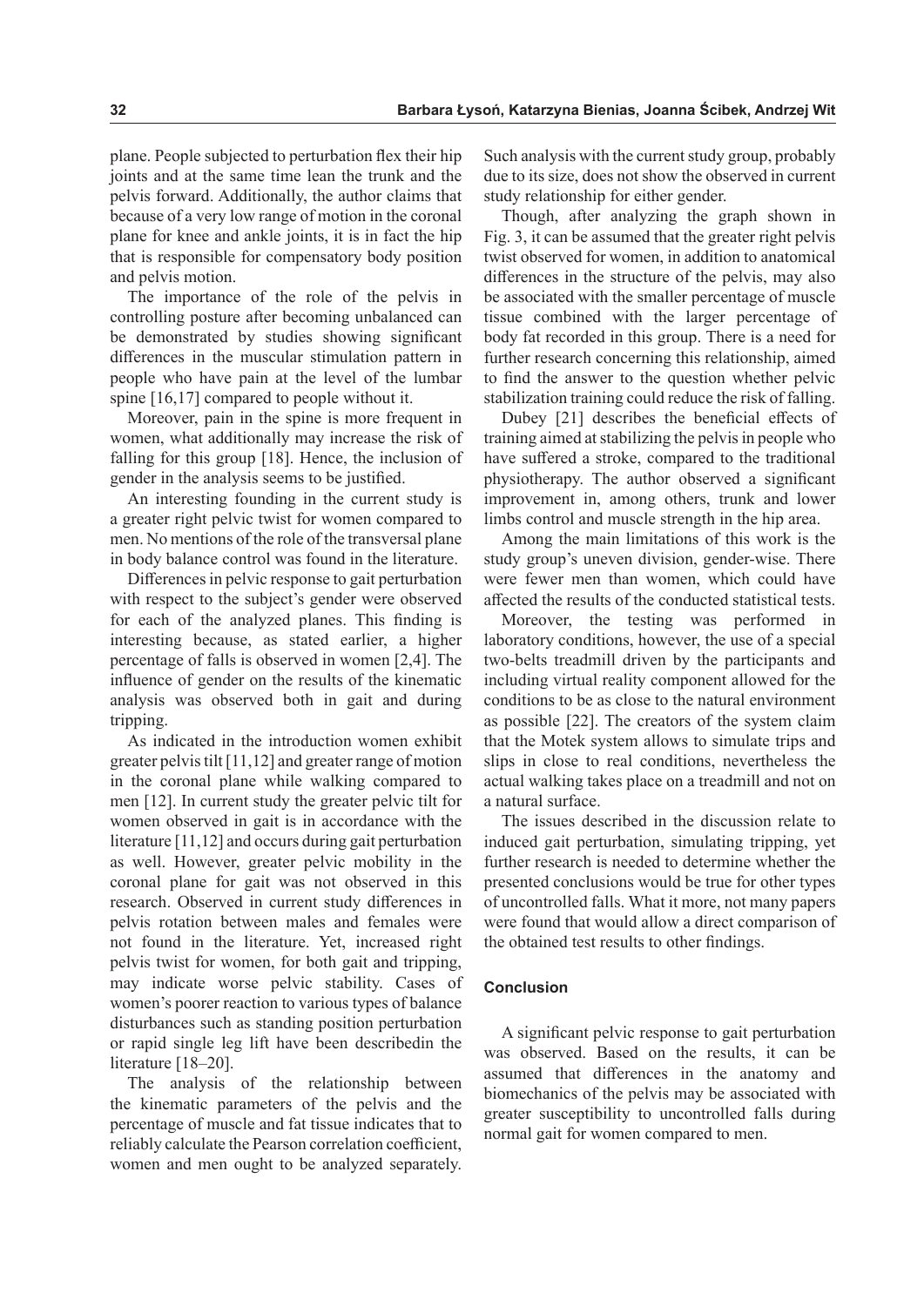plane. People subjected to perturbation flex their hip joints and at the same time lean the trunk and the pelvis forward. Additionally, the author claims that because of a very low range of motion in the coronal plane for knee and ankle joints, it is in fact the hip that is responsible for compensatory body position and pelvis motion.

The importance of the role of the pelvis in controlling posture after becoming unbalanced can be demonstrated by studies showing significant differences in the muscular stimulation pattern in people who have pain at the level of the lumbar spine [16,17] compared to people without it.

Moreover, pain in the spine is more frequent in women, what additionally may increase the risk of falling for this group [18]. Hence, the inclusion of gender in the analysis seems to be justified.

An interesting founding in the current study is a greater right pelvic twist for women compared to men. No mentions of the role of the transversal plane in body balance control was found in the literature.

Differences in pelvic response to gait perturbation with respect to the subject's gender were observed for each of the analyzed planes. This finding is interesting because, as stated earlier, a higher percentage of falls is observed in women [2,4]. The influence of gender on the results of the kinematic analysis was observed both in gait and during tripping.

As indicated in the introduction women exhibit greater pelvis tilt [11,12] and greater range of motion in the coronal plane while walking compared to men [12]. In current study the greater pelvic tilt for women observed in gait is in accordance with the literature [11,12] and occurs during gait perturbation as well. However, greater pelvic mobility in the coronal plane for gait was not observed in this research. Observed in current study differences in pelvis rotation between males and females were not found in the literature. Yet, increased right pelvis twist for women, for both gait and tripping, may indicate worse pelvic stability. Cases of women's poorer reaction to various types of balance disturbances such as standing position perturbation or rapid single leg lift have been describedin the literature [18–20].

The analysis of the relationship between the kinematic parameters of the pelvis and the percentage of muscle and fat tissue indicates that to reliably calculate the Pearson correlation coefficient, women and men ought to be analyzed separately. Such analysis with the current study group, probably due to its size, does not show the observed in current study relationship for either gender.

Though, after analyzing the graph shown in Fig. 3, it can be assumed that the greater right pelvis twist observed for women, in addition to anatomical differences in the structure of the pelvis, may also be associated with the smaller percentage of muscle tissue combined with the larger percentage of body fat recorded in this group. There is a need for further research concerning this relationship, aimed to find the answer to the question whether pelvic stabilization training could reduce the risk of falling.

Dubey [21] describes the beneficial effects of training aimed at stabilizing the pelvis in people who have suffered a stroke, compared to the traditional physiotherapy. The author observed a significant improvement in, among others, trunk and lower limbs control and muscle strength in the hip area.

Among the main limitations of this work is the study group's uneven division, gender-wise. There were fewer men than women, which could have affected the results of the conducted statistical tests.

Moreover, the testing was performed in laboratory conditions, however, the use of a special two-belts treadmill driven by the participants and including virtual reality component allowed for the conditions to be as close to the natural environment as possible [22]. The creators of the system claim that the Motek system allows to simulate trips and slips in close to real conditions, nevertheless the actual walking takes place on a treadmill and not on a natural surface.

The issues described in the discussion relate to induced gait perturbation, simulating tripping, yet further research is needed to determine whether the presented conclusions would be true for other types of uncontrolled falls. What it more, not many papers were found that would allow a direct comparison of the obtained test results to other findings.

## Conclusion

A significant pelvic response to gait perturbation was observed. Based on the results, it can be assumed that differences in the anatomy and biomechanics of the pelvis may be associated with greater susceptibility to uncontrolled falls during normal gait for women compared to men.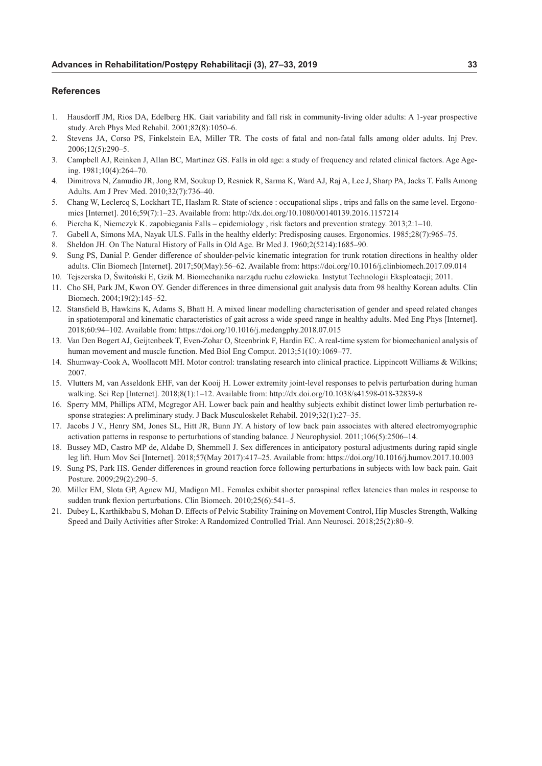### References

1. Hausdorff JM, Rios DA, Edelberg HK. Gait variability and fall risk in community-living older adults: A 1-year prospective study. Arch Phys Med Rehabil. 2001;82(8):1050–6.
2. Stevens JA, Corso PS, Finkelstein EA, Miller TR. The costs of fatal and non-fatal falls among older adults. Inj Prev. 2006;12(5):290–5.
3. Campbell AJ, Reinken J, Allan BC, Martinez GS. Falls in old age: a study of frequency and related clinical factors. Age Ageing. 1981;10(4):264–70.
4. Dimitrova N, Zamudio JR, Jong RM, Soukup D, Resnick R, Sarma K, Ward AJ, Raj A, Lee J, Sharp PA, Jacks T. Falls Among Adults. Am J Prev Med. 2010;32(7):736–40.
5. Chang W, Leclercq S, Lockhart TE, Haslam R. State of science : occupational slips , trips and falls on the same level. Ergonomics [Internet]. 2016;59(7):1–23. Available from: http://dx.doi.org/10.1080/00140139.2016.1157214
6. Piercha K, Niemczyk K. zapobiegania Falls – epidemiology , risk factors and prevention strategy. 2013;2:1–10.
7. Gabell A, Simons MA, Nayak ULS. Falls in the healthy elderly: Predisposing causes. Ergonomics. 1985;28(7):965–75.
8. Sheldon JH. On The Natural History of Falls in Old Age. Br Med J. 1960;2(5214):1685–90.
9. Sung PS, Danial P. Gender difference of shoulder-pelvic kinematic integration for trunk rotation directions in healthy older adults. Clin Biomech [Internet]. 2017;50(May):56–62. Available from: https://doi.org/10.1016/j.clinbiomech.2017.09.014
10. Tejszerska D, Świtoński E, Gzik M. Biomechanika narządu ruchu człowieka. Instytut Technologii Eksploatacji; 2011.
11. Cho SH, Park JM, Kwon OY. Gender differences in three dimensional gait analysis data from 98 healthy Korean adults. Clin Biomech. 2004;19(2):145–52.
12. Stansfield B, Hawkins K, Adams S, Bhatt H. A mixed linear modelling characterisation of gender and speed related changes in spatiotemporal and kinematic characteristics of gait across a wide speed range in healthy adults. Med Eng Phys [Internet]. 2018;60:94–102. Available from: https://doi.org/10.1016/j.medengphy.2018.07.015
13. Van Den Bogert AJ, Geijtenbeek T, Even-Zohar O, Steenbrink F, Hardin EC. A real-time system for biomechanical analysis of human movement and muscle function. Med Biol Eng Comput. 2013;51(10):1069–77.
14. Shumway-Cook A, Woollacott MH. Motor control: translating research into clinical practice. Lippincott Williams & Wilkins; 2007.
15. Vlutters M, van Asseldonk EHF, van der Kooij H. Lower extremity joint-level responses to pelvis perturbation during human walking. Sci Rep [Internet]. 2018;8(1):1–12. Available from: http://dx.doi.org/10.1038/s41598-018-32839-8
16. Sperry MM, Phillips ATM, Mcgregor AH. Lower back pain and healthy subjects exhibit distinct lower limb perturbation response strategies: A preliminary study. J Back Musculoskelet Rehabil. 2019;32(1):27–35.
17. Jacobs J V., Henry SM, Jones SL, Hitt JR, Bunn JY. A history of low back pain associates with altered electromyographic activation patterns in response to perturbations of standing balance. J Neurophysiol. 2011;106(5):2506–14.
18. Bussey MD, Castro MP de, Aldabe D, Shemmell J. Sex differences in anticipatory postural adjustments during rapid single leg lift. Hum Mov Sci [Internet]. 2018;57(May 2017):417–25. Available from: https://doi.org/10.1016/j.humov.2017.10.003
19. Sung PS, Park HS. Gender differences in ground reaction force following perturbations in subjects with low back pain. Gait Posture. 2009;29(2):290–5.
20. Miller EM, Slota GP, Agnew MJ, Madigan ML. Females exhibit shorter paraspinal reflex latencies than males in response to sudden trunk flexion perturbations. Clin Biomech. 2010;25(6):541–5.
21. Dubey L, Karthikbabu S, Mohan D. Effects of Pelvic Stability Training on Movement Control, Hip Muscles Strength, Walking Speed and Daily Activities after Stroke: A Randomized Controlled Trial. Ann Neurosci. 2018;25(2):80–9.